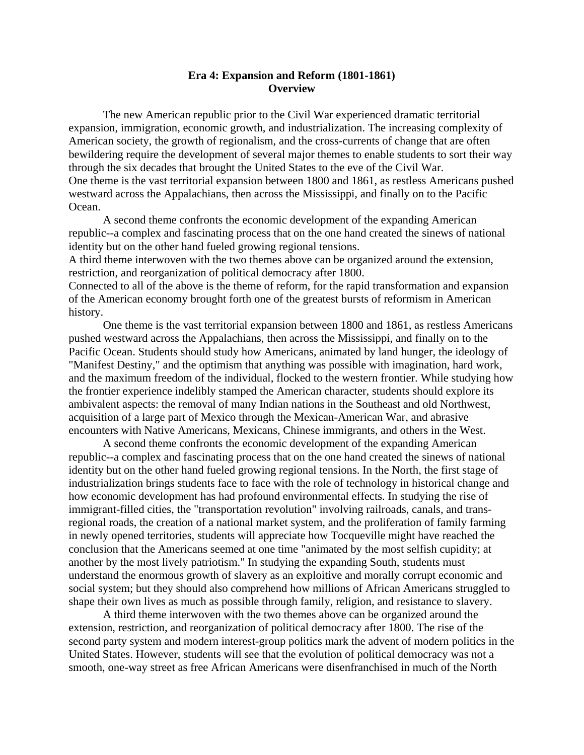**Era 4: Expansion and Reform (1801-1861)**
**Overview**

The new American republic prior to the Civil War experienced dramatic territorial expansion, immigration, economic growth, and industrialization. The increasing complexity of American society, the growth of regionalism, and the cross-currents of change that are often bewildering require the development of several major themes to enable students to sort their way through the six decades that brought the United States to the eve of the Civil War.

One theme is the vast territorial expansion between 1800 and 1861, as restless Americans pushed westward across the Appalachians, then across the Mississippi, and finally on to the Pacific Ocean.

A second theme confronts the economic development of the expanding American republic--a complex and fascinating process that on the one hand created the sinews of national identity but on the other hand fueled growing regional tensions.

A third theme interwoven with the two themes above can be organized around the extension, restriction, and reorganization of political democracy after 1800.

Connected to all of the above is the theme of reform, for the rapid transformation and expansion of the American economy brought forth one of the greatest bursts of reformism in American history.

One theme is the vast territorial expansion between 1800 and 1861, as restless Americans pushed westward across the Appalachians, then across the Mississippi, and finally on to the Pacific Ocean. Students should study how Americans, animated by land hunger, the ideology of "Manifest Destiny," and the optimism that anything was possible with imagination, hard work, and the maximum freedom of the individual, flocked to the western frontier. While studying how the frontier experience indelibly stamped the American character, students should explore its ambivalent aspects: the removal of many Indian nations in the Southeast and old Northwest, acquisition of a large part of Mexico through the Mexican-American War, and abrasive encounters with Native Americans, Mexicans, Chinese immigrants, and others in the West.

A second theme confronts the economic development of the expanding American republic--a complex and fascinating process that on the one hand created the sinews of national identity but on the other hand fueled growing regional tensions. In the North, the first stage of industrialization brings students face to face with the role of technology in historical change and how economic development has had profound environmental effects. In studying the rise of immigrant-filled cities, the "transportation revolution" involving railroads, canals, and trans-regional roads, the creation of a national market system, and the proliferation of family farming in newly opened territories, students will appreciate how Tocqueville might have reached the conclusion that the Americans seemed at one time "animated by the most selfish cupidity; at another by the most lively patriotism." In studying the expanding South, students must understand the enormous growth of slavery as an exploitive and morally corrupt economic and social system; but they should also comprehend how millions of African Americans struggled to shape their own lives as much as possible through family, religion, and resistance to slavery.

A third theme interwoven with the two themes above can be organized around the extension, restriction, and reorganization of political democracy after 1800. The rise of the second party system and modern interest-group politics mark the advent of modern politics in the United States. However, students will see that the evolution of political democracy was not a smooth, one-way street as free African Americans were disenfranchised in much of the North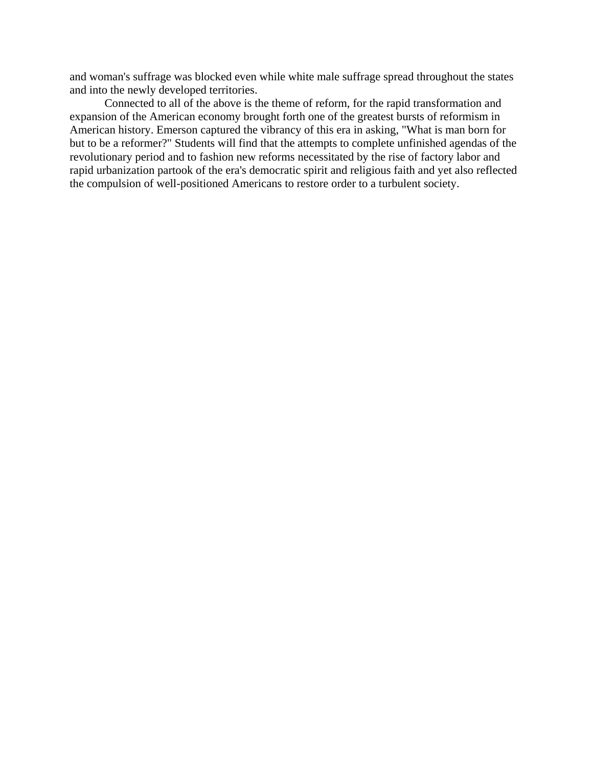and woman's suffrage was blocked even while white male suffrage spread throughout the states and into the newly developed territories.

Connected to all of the above is the theme of reform, for the rapid transformation and expansion of the American economy brought forth one of the greatest bursts of reformism in American history. Emerson captured the vibrancy of this era in asking, "What is man born for but to be a reformer?" Students will find that the attempts to complete unfinished agendas of the revolutionary period and to fashion new reforms necessitated by the rise of factory labor and rapid urbanization partook of the era's democratic spirit and religious faith and yet also reflected the compulsion of well-positioned Americans to restore order to a turbulent society.